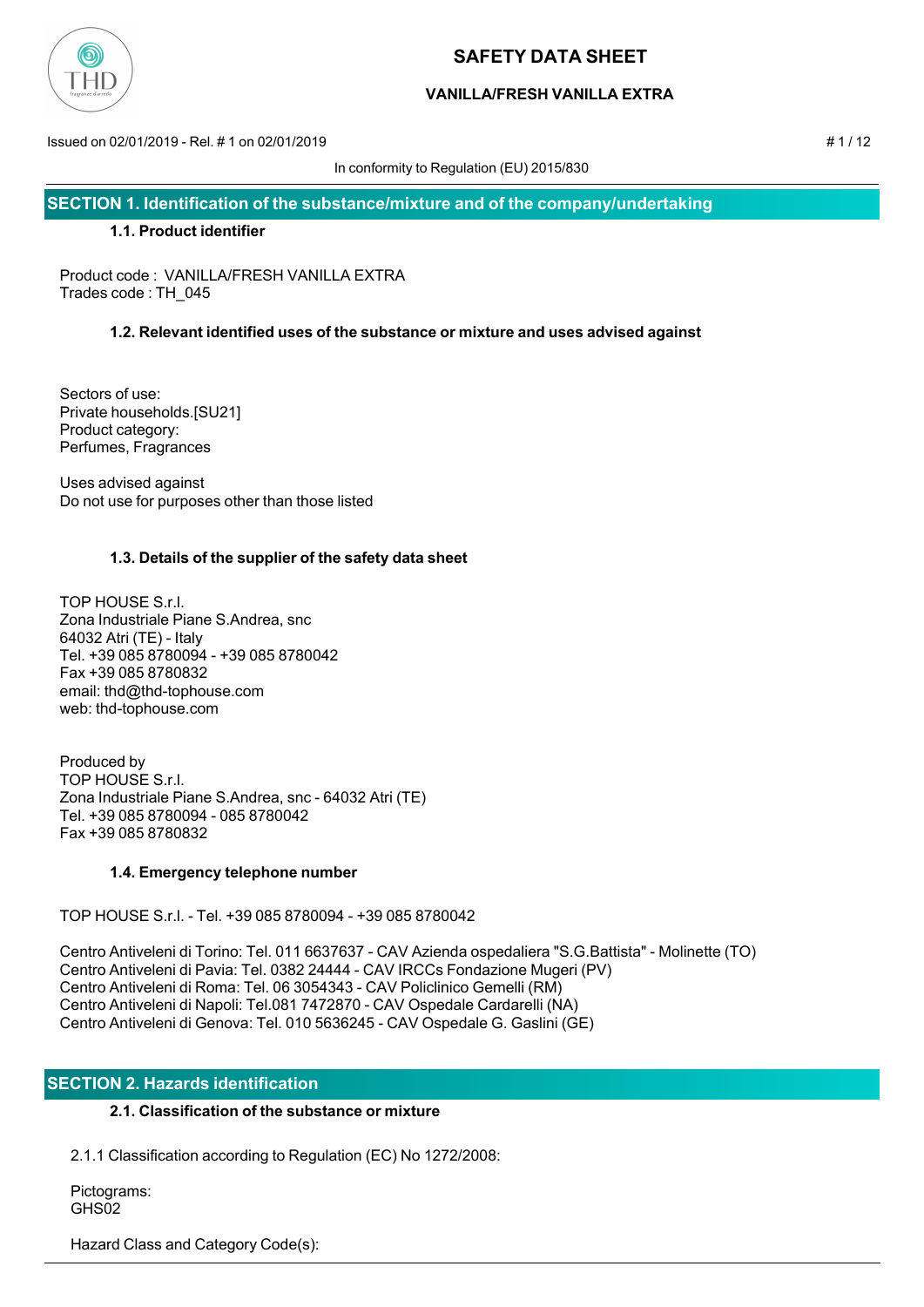# SAFETY DATA SHEET

## VANILLA/FRESH VANILLA EXTRA

Issued on 02/01/2019 - Rel. # 1 on 02/01/2019

In conformity to Regulation (EU) 2015/830

## SECTION 1. Identification of the substance/mixture and of the company/undertaking

### 1.1. Product identifier

Product code : VANILLA/FRESH VANILLA EXTRA
Trades code : TH_045

### 1.2. Relevant identified uses of the substance or mixture and uses advised against

Sectors of use:
Private households.[SU21]
Product category:
Perfumes, Fragrances

Uses advised against
Do not use for purposes other than those listed

### 1.3. Details of the supplier of the safety data sheet

TOP HOUSE S.r.l.
Zona Industriale Piane S.Andrea, snc
64032 Atri (TE) - Italy
Tel. +39 085 8780094 - +39 085 8780042
Fax +39 085 8780832
email: thd@thd-tophouse.com
web: thd-tophouse.com

Produced by
TOP HOUSE S.r.l.
Zona Industriale Piane S.Andrea, snc - 64032 Atri (TE)
Tel. +39 085 8780094 - 085 8780042
Fax +39 085 8780832

### 1.4. Emergency telephone number

TOP HOUSE S.r.l. - Tel. +39 085 8780094 - +39 085 8780042

Centro Antiveleni di Torino: Tel. 011 6637637 - CAV Azienda ospedaliera "S.G.Battista" - Molinette (TO)
Centro Antiveleni di Pavia: Tel. 0382 24444 - CAV IRCCs Fondazione Mugeri (PV)
Centro Antiveleni di Roma: Tel. 06 3054343 - CAV Policlinico Gemelli (RM)
Centro Antiveleni di Napoli: Tel.081 7472870 - CAV Ospedale Cardarelli (NA)
Centro Antiveleni di Genova: Tel. 010 5636245 - CAV Ospedale G. Gaslini (GE)

## SECTION 2. Hazards identification

### 2.1. Classification of the substance or mixture

2.1.1 Classification according to Regulation (EC) No 1272/2008:

Pictograms:
GHS02

Hazard Class and Category Code(s):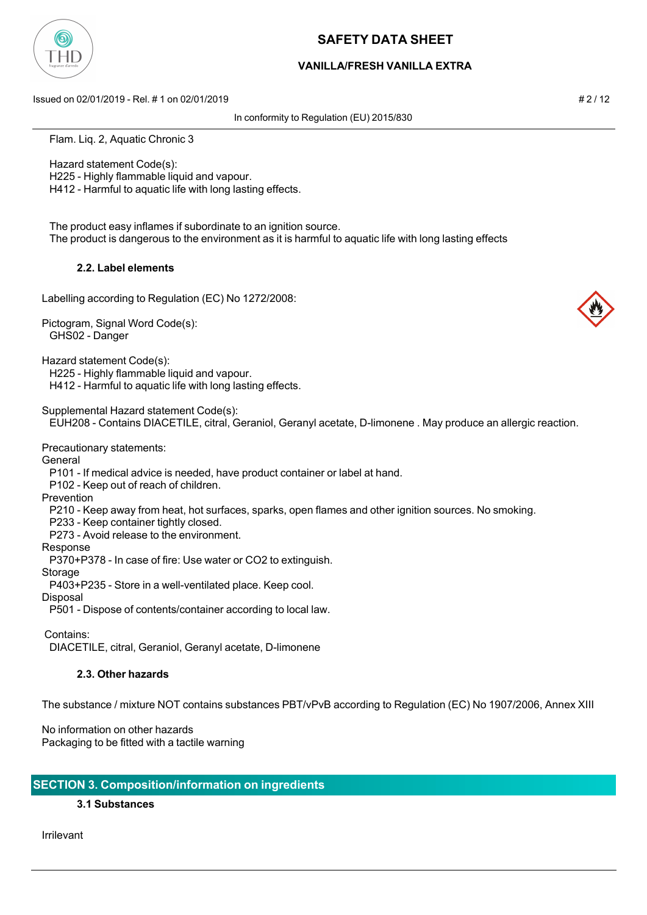Flam. Liq. 2, Aquatic Chronic 3

Hazard statement Code(s):
H225 - Highly flammable liquid and vapour.
H412 - Harmful to aquatic life with long lasting effects.

The product easy inflames if subordinate to an ignition source.
The product is dangerous to the environment as it is harmful to aquatic life with long lasting effects

### 2.2. Label elements

Labelling according to Regulation (EC) No 1272/2008:

Pictogram, Signal Word Code(s):
GHS02 - Danger

Hazard statement Code(s):
H225 - Highly flammable liquid and vapour.
H412 - Harmful to aquatic life with long lasting effects.

Supplemental Hazard statement Code(s):
EUH208 - Contains DIACETILE, citral, Geraniol, Geranyl acetate, D-limonene . May produce an allergic reaction.

Precautionary statements:

General
P101 - If medical advice is needed, have product container or label at hand.
P102 - Keep out of reach of children.

Prevention
P210 - Keep away from heat, hot surfaces, sparks, open flames and other ignition sources. No smoking.
P233 - Keep container tightly closed.
P273 - Avoid release to the environment.

Response
P370+P378 - In case of fire: Use water or CO2 to extinguish.

Storage
P403+P235 - Store in a well-ventilated place. Keep cool.

Disposal
P501 - Dispose of contents/container according to local law.

Contains:
DIACETILE, citral, Geraniol, Geranyl acetate, D-limonene

### 2.3. Other hazards

The substance / mixture NOT contains substances PBT/vPvB according to Regulation (EC) No 1907/2006, Annex XIII

No information on other hazards
Packaging to be fitted with a tactile warning

## SECTION 3. Composition/information on ingredients

### 3.1 Substances

Irrilevant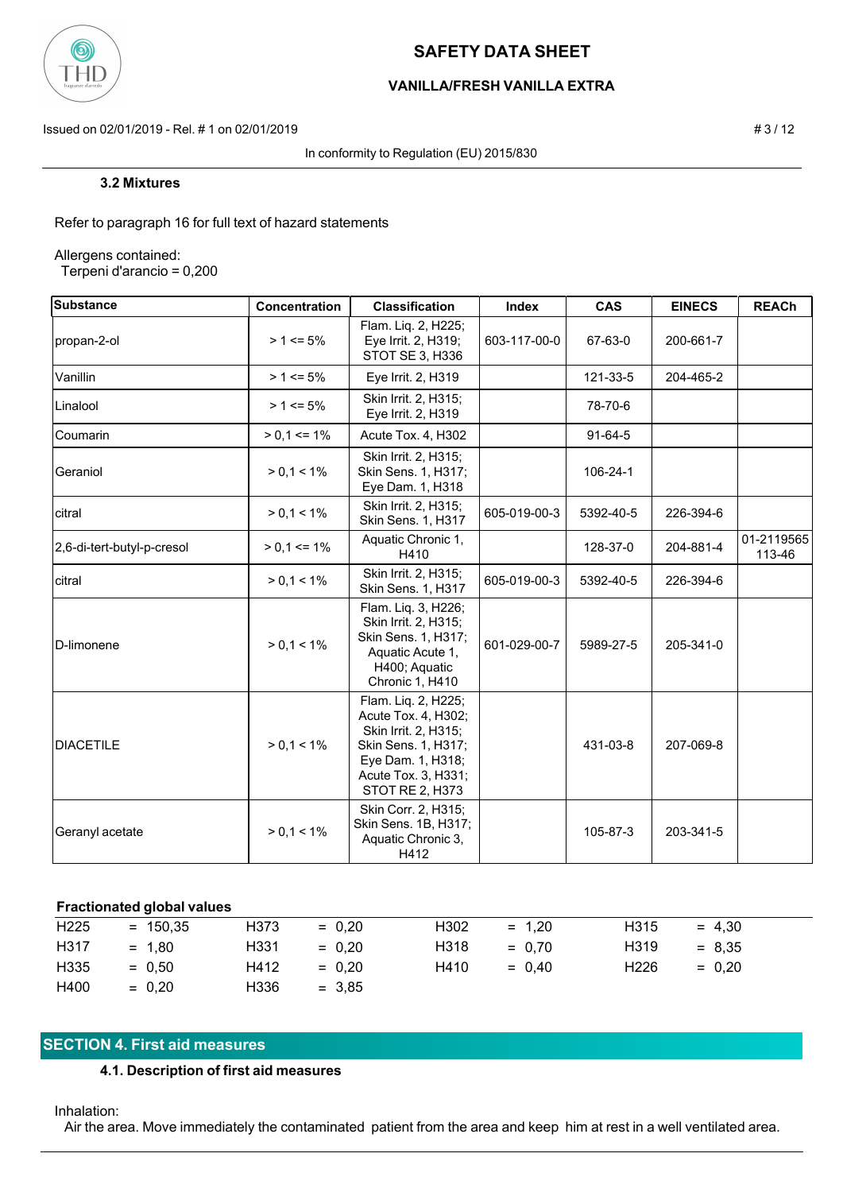### 3.2 Mixtures

Refer to paragraph 16 for full text of hazard statements

Allergens contained:
Terpeni d'arancio = 0,200

| Substance | Concentration | Classification | Index | CAS | EINECS | REACh |
|---|---|---|---|---|---|---|
| propan-2-ol | > 1 <= 5% | Flam. Liq. 2, H225; Eye Irrit. 2, H319; STOT SE 3, H336 | 603-117-00-0 | 67-63-0 | 200-661-7 | |
| Vanillin | > 1 <= 5% | Eye Irrit. 2, H319 | | 121-33-5 | 204-465-2 | |
| Linalool | > 1 <= 5% | Skin Irrit. 2, H315; Eye Irrit. 2, H319 | | 78-70-6 | | |
| Coumarin | > 0,1 <= 1% | Acute Tox. 4, H302 | | 91-64-5 | | |
| Geraniol | > 0,1 < 1% | Skin Irrit. 2, H315; Skin Sens. 1, H317; Eye Dam. 1, H318 | | 106-24-1 | | |
| citral | > 0,1 < 1% | Skin Irrit. 2, H315; Skin Sens. 1, H317 | 605-019-00-3 | 5392-40-5 | 226-394-6 | |
| 2,6-di-tert-butyl-p-cresol | > 0,1 <= 1% | Aquatic Chronic 1, H410 | | 128-37-0 | 204-881-4 | 01-2119565113-46 |
| citral | > 0,1 < 1% | Skin Irrit. 2, H315; Skin Sens. 1, H317 | 605-019-00-3 | 5392-40-5 | 226-394-6 | |
| D-limonene | > 0,1 < 1% | Flam. Liq. 3, H226; Skin Irrit. 2, H315; Skin Sens. 1, H317; Aquatic Acute 1, H400; Aquatic Chronic 1, H410 | 601-029-00-7 | 5989-27-5 | 205-341-0 | |
| DIACETILE | > 0,1 < 1% | Flam. Liq. 2, H225; Acute Tox. 4, H302; Skin Irrit. 2, H315; Skin Sens. 1, H317; Eye Dam. 1, H318; Acute Tox. 3, H331; STOT RE 2, H373 | | 431-03-8 | 207-069-8 | |
| Geranyl acetate | > 0,1 < 1% | Skin Corr. 2, H315; Skin Sens. 1B, H317; Aquatic Chronic 3, H412 | | 105-87-3 | 203-341-5 | |

**Fractionated global values**

| | | | | | | | |
|---|---|---|---|---|---|---|---|
| H225 | = 150,35 | H373 | = 0,20 | H302 | = 1,20 | H315 | = 4,30 |
| H317 | = 1,80 | H331 | = 0,20 | H318 | = 0,70 | H319 | = 8,35 |
| H335 | = 0,50 | H412 | = 0,20 | H410 | = 0,40 | H226 | = 0,20 |
| H400 | = 0,20 | H336 | = 3,85 | | | | |

## SECTION 4. First aid measures

### 4.1. Description of first aid measures

Inhalation:
Air the area. Move immediately the contaminated patient from the area and keep him at rest in a well ventilated area.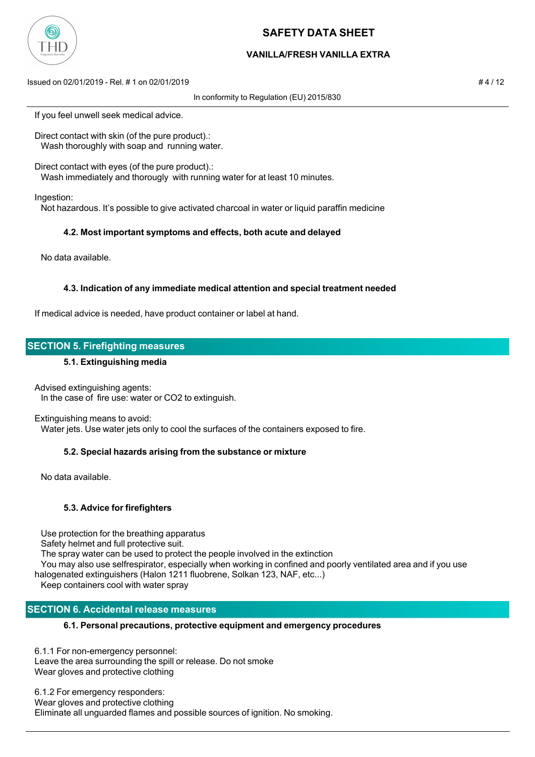If you feel unwell seek medical advice.

Direct contact with skin (of the pure product).:
Wash thoroughly with soap and running water.

Direct contact with eyes (of the pure product).:
Wash immediately and thorougly with running water for at least 10 minutes.

Ingestion:
Not hazardous. It’s possible to give activated charcoal in water or liquid paraffin medicine

### 4.2. Most important symptoms and effects, both acute and delayed

No data available.

### 4.3. Indication of any immediate medical attention and special treatment needed

If medical advice is needed, have product container or label at hand.

## SECTION 5. Firefighting measures

### 5.1. Extinguishing media

Advised extinguishing agents:
In the case of fire use: water or $CO_2$ to extinguish.

Extinguishing means to avoid:
Water jets. Use water jets only to cool the surfaces of the containers exposed to fire.

### 5.2. Special hazards arising from the substance or mixture

No data available.

### 5.3. Advice for firefighters

Use protection for the breathing apparatus
Safety helmet and full protective suit.
The spray water can be used to protect the people involved in the extinction
You may also use selfrespirator, especially when working in confined and poorly ventilated area and if you use halogenated extinguishers (Halon 1211 fluobrene, Solkan 123, NAF, etc...)
Keep containers cool with water spray

## SECTION 6. Accidental release measures

### 6.1. Personal precautions, protective equipment and emergency procedures

6.1.1 For non-emergency personnel:
Leave the area surrounding the spill or release. Do not smoke
Wear gloves and protective clothing

6.1.2 For emergency responders:
Wear gloves and protective clothing
Eliminate all unguarded flames and possible sources of ignition. No smoking.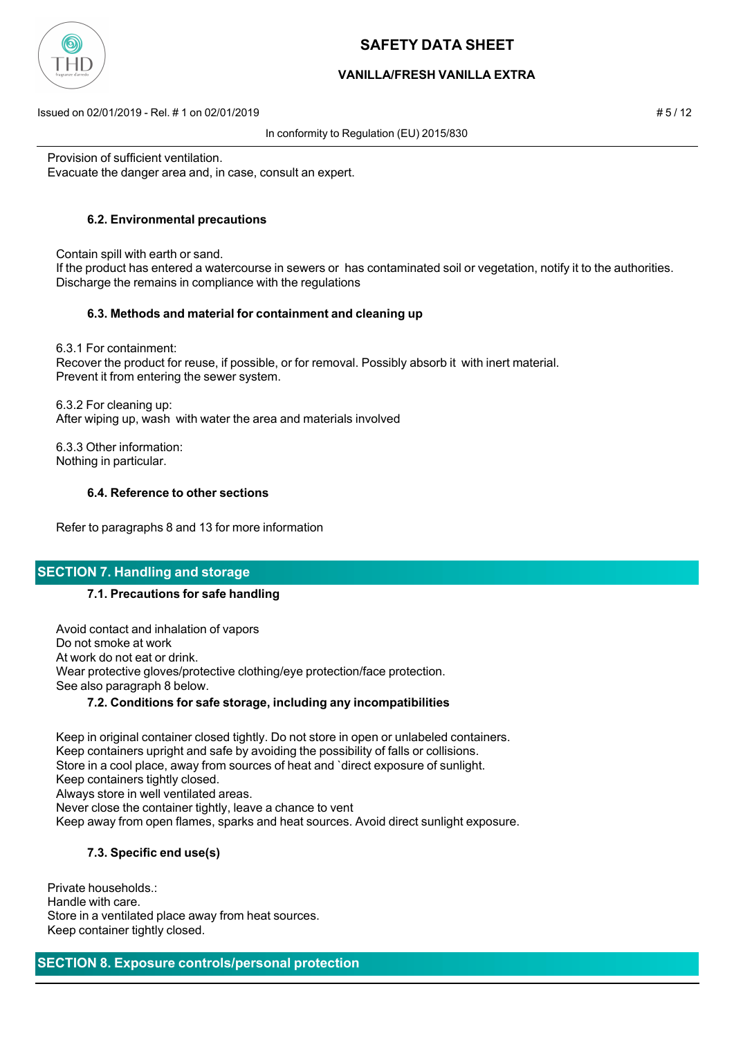Provision of sufficient ventilation.
Evacuate the danger area and, in case, consult an expert.

### 6.2. Environmental precautions

Contain spill with earth or sand.
If the product has entered a watercourse in sewers or has contaminated soil or vegetation, notify it to the authorities.
Discharge the remains in compliance with the regulations

### 6.3. Methods and material for containment and cleaning up

6.3.1 For containment:
Recover the product for reuse, if possible, or for removal. Possibly absorb it with inert material.
Prevent it from entering the sewer system.

6.3.2 For cleaning up:
After wiping up, wash with water the area and materials involved

6.3.3 Other information:
Nothing in particular.

### 6.4. Reference to other sections

Refer to paragraphs 8 and 13 for more information

## SECTION 7. Handling and storage

### 7.1. Precautions for safe handling

Avoid contact and inhalation of vapors
Do not smoke at work
At work do not eat or drink.
Wear protective gloves/protective clothing/eye protection/face protection.
See also paragraph 8 below.

### 7.2. Conditions for safe storage, including any incompatibilities

Keep in original container closed tightly. Do not store in open or unlabeled containers.
Keep containers upright and safe by avoiding the possibility of falls or collisions.
Store in a cool place, away from sources of heat and `direct exposure of sunlight.
Keep containers tightly closed.
Always store in well ventilated areas.
Never close the container tightly, leave a chance to vent
Keep away from open flames, sparks and heat sources. Avoid direct sunlight exposure.

### 7.3. Specific end use(s)

Private households.:
Handle with care.
Store in a ventilated place away from heat sources.
Keep container tightly closed.

## SECTION 8. Exposure controls/personal protection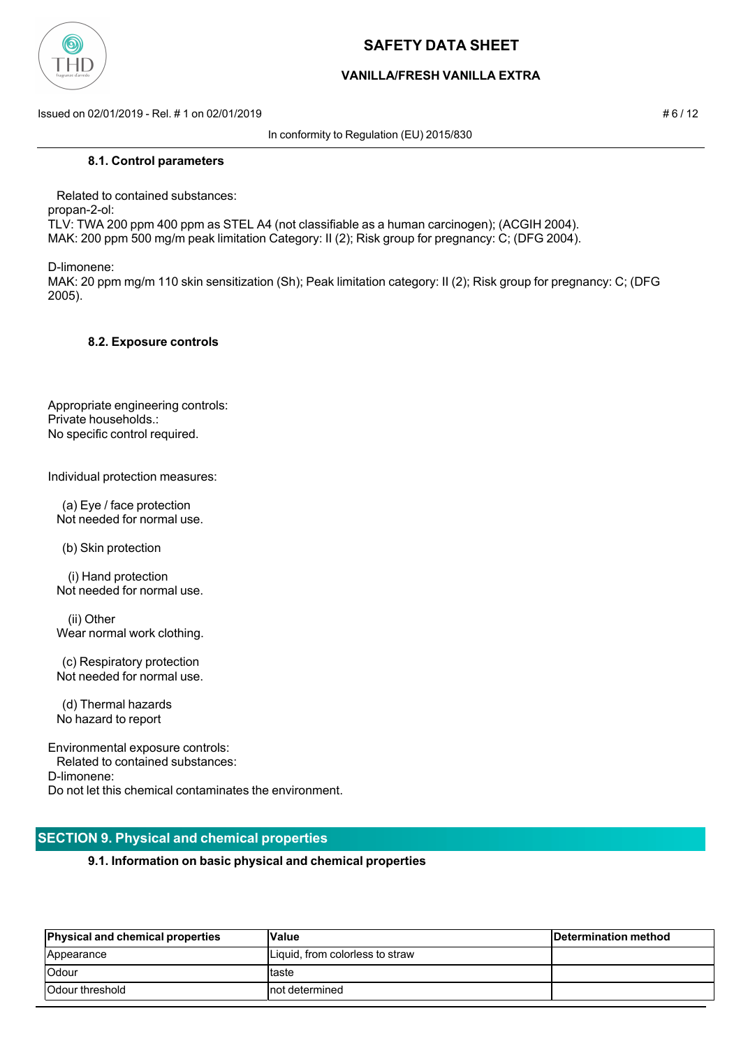#### 8.1. Control parameters

Related to contained substances:
propan-2-ol:
TLV: TWA 200 ppm 400 ppm as STEL A4 (not classifiable as a human carcinogen); (ACGIH 2004).
MAK: 200 ppm 500 mg/m peak limitation Category: II (2); Risk group for pregnancy: C; (DFG 2004).

D-limonene:
MAK: 20 ppm mg/m 110 skin sensitization (Sh); Peak limitation category: II (2); Risk group for pregnancy: C; (DFG 2005).

#### 8.2. Exposure controls

Appropriate engineering controls:
Private households.:
No specific control required.

Individual protection measures:

(a) Eye / face protection
Not needed for normal use.

(b) Skin protection

(i) Hand protection
Not needed for normal use.

(ii) Other
Wear normal work clothing.

(c) Respiratory protection
Not needed for normal use.

(d) Thermal hazards
No hazard to report

Environmental exposure controls:
Related to contained substances:
D-limonene:
Do not let this chemical contaminates the environment.

## SECTION 9. Physical and chemical properties

#### 9.1. Information on basic physical and chemical properties

| Physical and chemical properties | Value | Determination method |
|---|---|---|
| Appearance | Liquid, from colorless to straw | |
| Odour | taste | |
| Odour threshold | not determined | |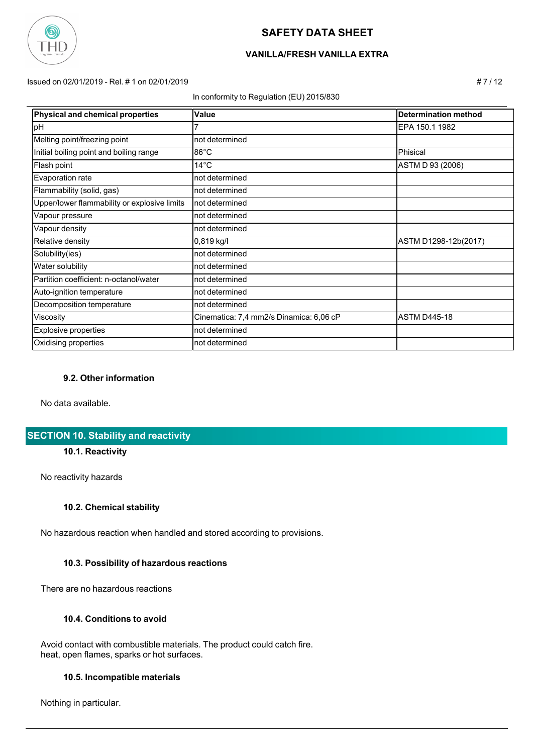| Physical and chemical properties | Value | Determination method |
|---|---|---|
| pH | 7 | EPA 150.1 1982 |
| Melting point/freezing point | not determined | |
| Initial boiling point and boiling range | 86°C | Phisical |
| Flash point | 14°C | ASTM D 93 (2006) |
| Evaporation rate | not determined | |
| Flammability (solid, gas) | not determined | |
| Upper/lower flammability or explosive limits | not determined | |
| Vapour pressure | not determined | |
| Vapour density | not determined | |
| Relative density | 0,819 kg/l | ASTM D1298-12b(2017) |
| Solubility(ies) | not determined | |
| Water solubility | not determined | |
| Partition coefficient: n-octanol/water | not determined | |
| Auto-ignition temperature | not determined | |
| Decomposition temperature | not determined | |
| Viscosity | Cinematica: 7,4 mm2/s Dinamica: 6,06 cP | ASTM D445-18 |
| Explosive properties | not determined | |
| Oxidising properties | not determined | |

### 9.2. Other information

No data available.

## SECTION 10. Stability and reactivity

### 10.1. Reactivity

No reactivity hazards

### 10.2. Chemical stability

No hazardous reaction when handled and stored according to provisions.

### 10.3. Possibility of hazardous reactions

There are no hazardous reactions

### 10.4. Conditions to avoid

Avoid contact with combustible materials. The product could catch fire.
heat, open flames, sparks or hot surfaces.

### 10.5. Incompatible materials

Nothing in particular.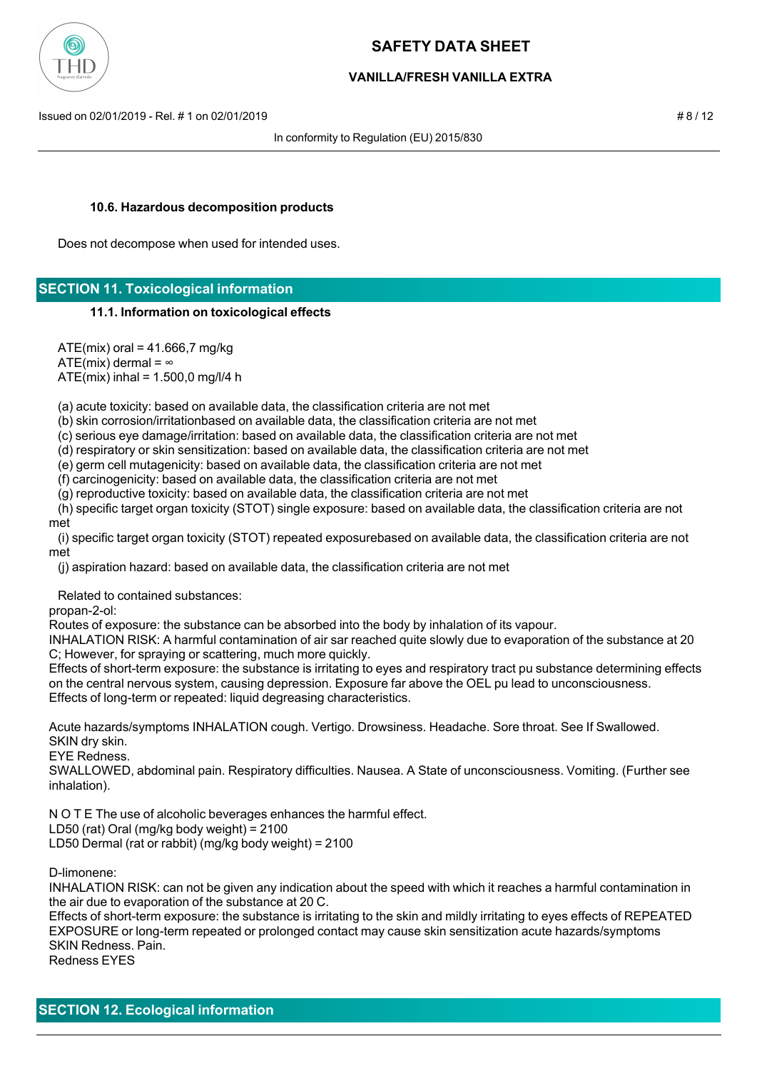#### 10.6. Hazardous decomposition products

Does not decompose when used for intended uses.

## SECTION 11. Toxicological information

#### 11.1. Information on toxicological effects

ATE(mix) oral = 41.666,7 mg/kg
ATE(mix) dermal = ∞
ATE(mix) inhal = 1.500,0 mg/l/4 h

(a) acute toxicity: based on available data, the classification criteria are not met
(b) skin corrosion/irritationbased on available data, the classification criteria are not met
(c) serious eye damage/irritation: based on available data, the classification criteria are not met
(d) respiratory or skin sensitization: based on available data, the classification criteria are not met
(e) germ cell mutagenicity: based on available data, the classification criteria are not met
(f) carcinogenicity: based on available data, the classification criteria are not met
(g) reproductive toxicity: based on available data, the classification criteria are not met
(h) specific target organ toxicity (STOT) single exposure: based on available data, the classification criteria are not met
(i) specific target organ toxicity (STOT) repeated exposurebased on available data, the classification criteria are not met
(j) aspiration hazard: based on available data, the classification criteria are not met

Related to contained substances:
propan-2-ol:
Routes of exposure: the substance can be absorbed into the body by inhalation of its vapour.
INHALATION RISK: A harmful contamination of air sar reached quite slowly due to evaporation of the substance at 20 C; However, for spraying or scattering, much more quickly.
Effects of short-term exposure: the substance is irritating to eyes and respiratory tract pu substance determining effects on the central nervous system, causing depression. Exposure far above the OEL pu lead to unconsciousness.
Effects of long-term or repeated: liquid degreasing characteristics.

Acute hazards/symptoms INHALATION cough. Vertigo. Drowsiness. Headache. Sore throat. See If Swallowed.
SKIN dry skin.
EYE Redness.
SWALLOWED, abdominal pain. Respiratory difficulties. Nausea. A State of unconsciousness. Vomiting. (Further see inhalation).

N O T E The use of alcoholic beverages enhances the harmful effect.
LD50 (rat) Oral (mg/kg body weight) = 2100
LD50 Dermal (rat or rabbit) (mg/kg body weight) = 2100

D-limonene:
INHALATION RISK: can not be given any indication about the speed with which it reaches a harmful contamination in the air due to evaporation of the substance at 20 C.
Effects of short-term exposure: the substance is irritating to the skin and mildly irritating to eyes effects of REPEATED EXPOSURE or long-term repeated or prolonged contact may cause skin sensitization acute hazards/symptoms SKIN Redness. Pain.
Redness EYES

## SECTION 12. Ecological information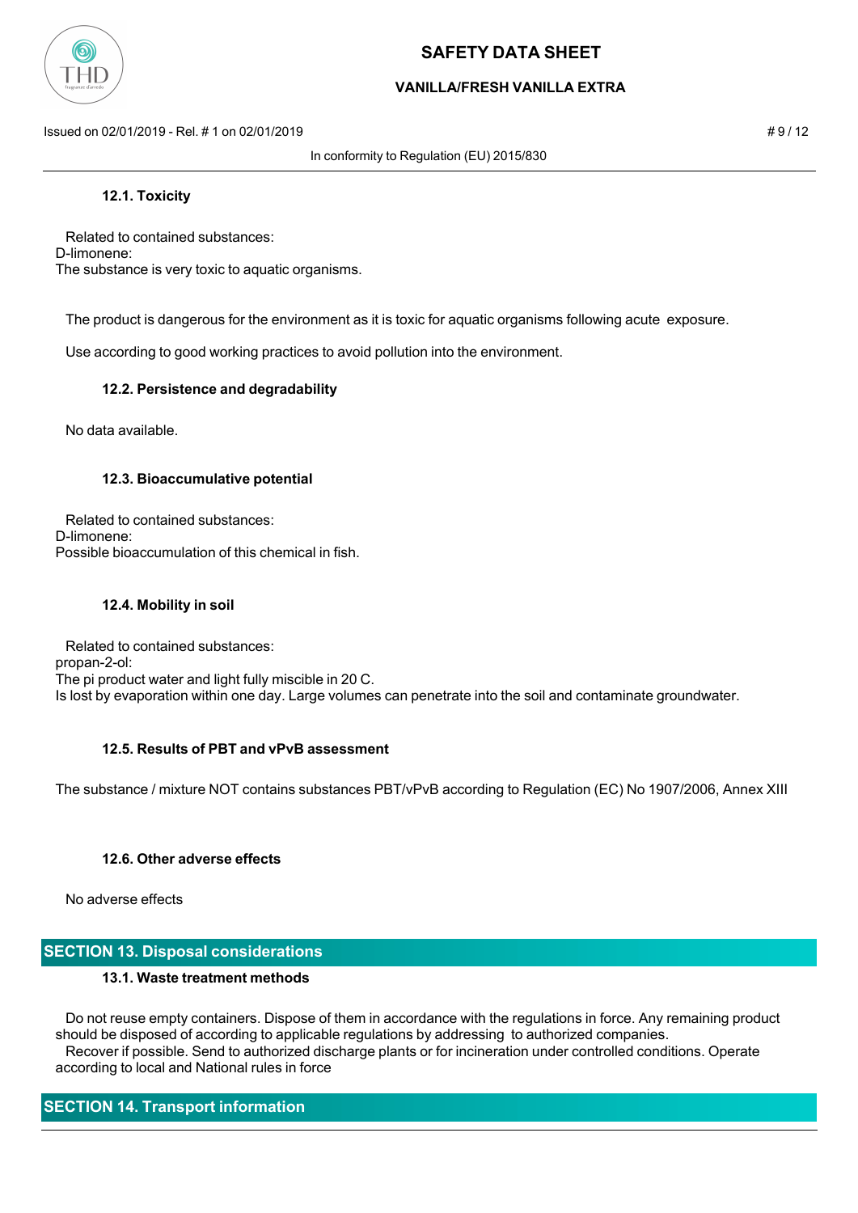### 12.1. Toxicity

Related to contained substances:
D-limonene:
The substance is very toxic to aquatic organisms.

The product is dangerous for the environment as it is toxic for aquatic organisms following acute exposure.

Use according to good working practices to avoid pollution into the environment.

### 12.2. Persistence and degradability

No data available.

### 12.3. Bioaccumulative potential

Related to contained substances:
D-limonene:
Possible bioaccumulation of this chemical in fish.

### 12.4. Mobility in soil

Related to contained substances:
propan-2-ol:
The pi product water and light fully miscible in 20 C.
Is lost by evaporation within one day. Large volumes can penetrate into the soil and contaminate groundwater.

### 12.5. Results of PBT and vPvB assessment

The substance / mixture NOT contains substances PBT/vPvB according to Regulation (EC) No 1907/2006, Annex XIII

### 12.6. Other adverse effects

No adverse effects

## SECTION 13. Disposal considerations

### 13.1. Waste treatment methods

Do not reuse empty containers. Dispose of them in accordance with the regulations in force. Any remaining product should be disposed of according to applicable regulations by addressing to authorized companies.
Recover if possible. Send to authorized discharge plants or for incineration under controlled conditions. Operate according to local and National rules in force

## SECTION 14. Transport information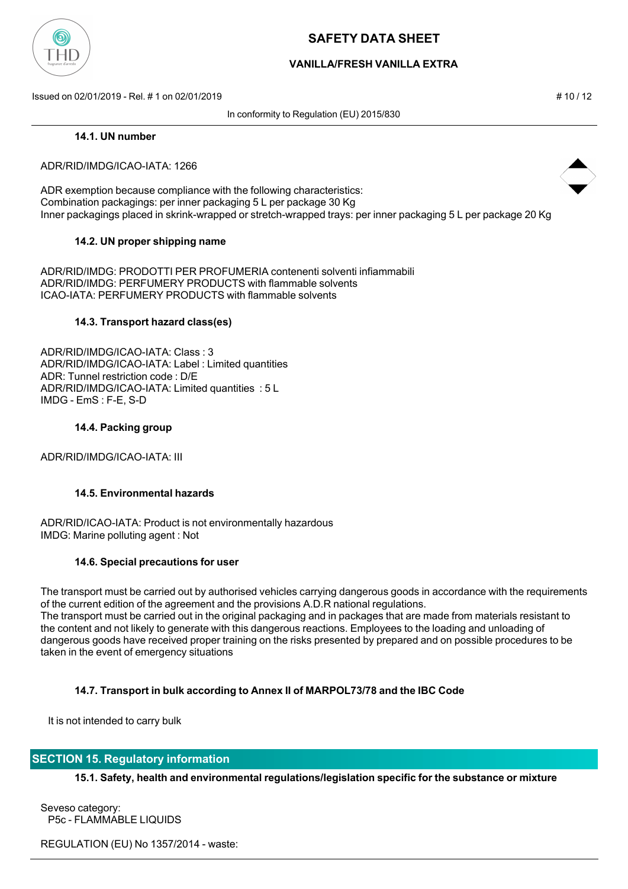#### 14.1. UN number

ADR/RID/IMDG/ICAO-IATA: 1266

ADR exemption because compliance with the following characteristics:
Combination packagings: per inner packaging 5 L per package 30 Kg
Inner packagings placed in skrink-wrapped or stretch-wrapped trays: per inner packaging 5 L per package 20 Kg

#### 14.2. UN proper shipping name

ADR/RID/IMDG: PRODOTTI PER PROFUMERIA contenenti solventi infiammabili
ADR/RID/IMDG: PERFUMERY PRODUCTS with flammable solvents
ICAO-IATA: PERFUMERY PRODUCTS with flammable solvents

#### 14.3. Transport hazard class(es)

ADR/RID/IMDG/ICAO-IATA: Class : 3
ADR/RID/IMDG/ICAO-IATA: Label : Limited quantities
ADR: Tunnel restriction code : D/E
ADR/RID/IMDG/ICAO-IATA: Limited quantities : 5 L
IMDG - EmS : F-E, S-D

#### 14.4. Packing group

ADR/RID/IMDG/ICAO-IATA: III

#### 14.5. Environmental hazards

ADR/RID/ICAO-IATA: Product is not environmentally hazardous
IMDG: Marine polluting agent : Not

#### 14.6. Special precautions for user

The transport must be carried out by authorised vehicles carrying dangerous goods in accordance with the requirements of the current edition of the agreement and the provisions A.D.R national regulations.
The transport must be carried out in the original packaging and in packages that are made from materials resistant to the content and not likely to generate with this dangerous reactions. Employees to the loading and unloading of dangerous goods have received proper training on the risks presented by prepared and on possible procedures to be taken in the event of emergency situations

#### 14.7. Transport in bulk according to Annex II of MARPOL73/78 and the IBC Code

It is not intended to carry bulk

## SECTION 15. Regulatory information

#### 15.1. Safety, health and environmental regulations/legislation specific for the substance or mixture

Seveso category:
P5c - FLAMMABLE LIQUIDS

REGULATION (EU) No 1357/2014 - waste: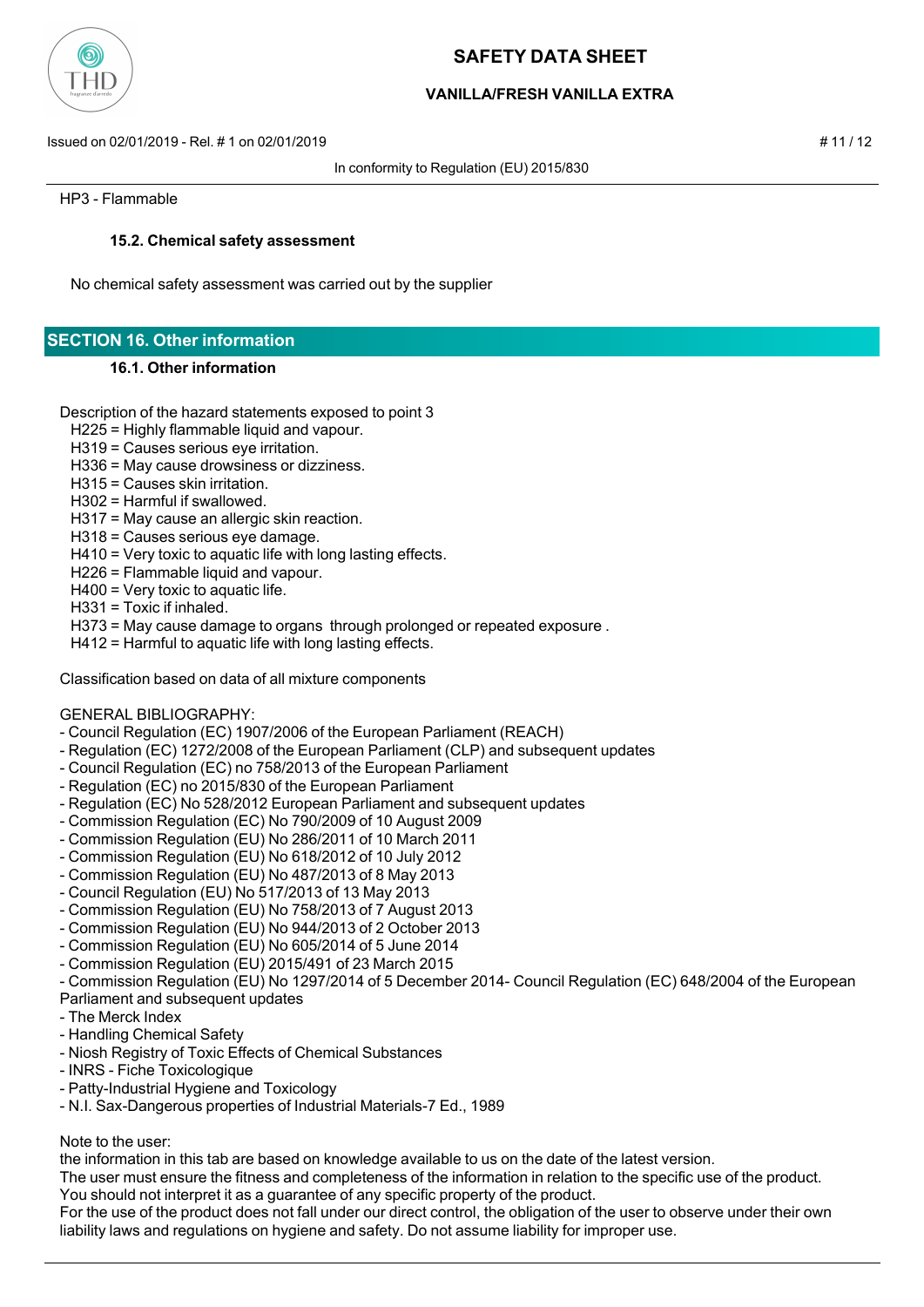HP3 - Flammable

### 15.2. Chemical safety assessment

No chemical safety assessment was carried out by the supplier

## SECTION 16. Other information

### 16.1. Other information

Description of the hazard statements exposed to point 3

- H225 = Highly flammable liquid and vapour.
- H319 = Causes serious eye irritation.
- H336 = May cause drowsiness or dizziness.
- H315 = Causes skin irritation.
- H302 = Harmful if swallowed.
- H317 = May cause an allergic skin reaction.
- H318 = Causes serious eye damage.
- H410 = Very toxic to aquatic life with long lasting effects.
- H226 = Flammable liquid and vapour.
- H400 = Very toxic to aquatic life.
- H331 = Toxic if inhaled.
- H373 = May cause damage to organs through prolonged or repeated exposure .
- H412 = Harmful to aquatic life with long lasting effects.

Classification based on data of all mixture components

GENERAL BIBLIOGRAPHY:
- Council Regulation (EC) 1907/2006 of the European Parliament (REACH)
- Regulation (EC) 1272/2008 of the European Parliament (CLP) and subsequent updates
- Council Regulation (EC) no 758/2013 of the European Parliament
- Regulation (EC) no 2015/830 of the European Parliament
- Regulation (EC) No 528/2012 European Parliament and subsequent updates
- Commission Regulation (EC) No 790/2009 of 10 August 2009
- Commission Regulation (EU) No 286/2011 of 10 March 2011
- Commission Regulation (EU) No 618/2012 of 10 July 2012
- Commission Regulation (EU) No 487/2013 of 8 May 2013
- Council Regulation (EU) No 517/2013 of 13 May 2013
- Commission Regulation (EU) No 758/2013 of 7 August 2013
- Commission Regulation (EU) No 944/2013 of 2 October 2013
- Commission Regulation (EU) No 605/2014 of 5 June 2014
- Commission Regulation (EU) 2015/491 of 23 March 2015
- Commission Regulation (EU) No 1297/2014 of 5 December 2014- Council Regulation (EC) 648/2004 of the European Parliament and subsequent updates
- The Merck Index
- Handling Chemical Safety
- Niosh Registry of Toxic Effects of Chemical Substances
- INRS - Fiche Toxicologique
- Patty-Industrial Hygiene and Toxicology
- N.I. Sax-Dangerous properties of Industrial Materials-7 Ed., 1989

Note to the user:
the information in this tab are based on knowledge available to us on the date of the latest version.
The user must ensure the fitness and completeness of the information in relation to the specific use of the product.
You should not interpret it as a guarantee of any specific property of the product.
For the use of the product does not fall under our direct control, the obligation of the user to observe under their own liability laws and regulations on hygiene and safety. Do not assume liability for improper use.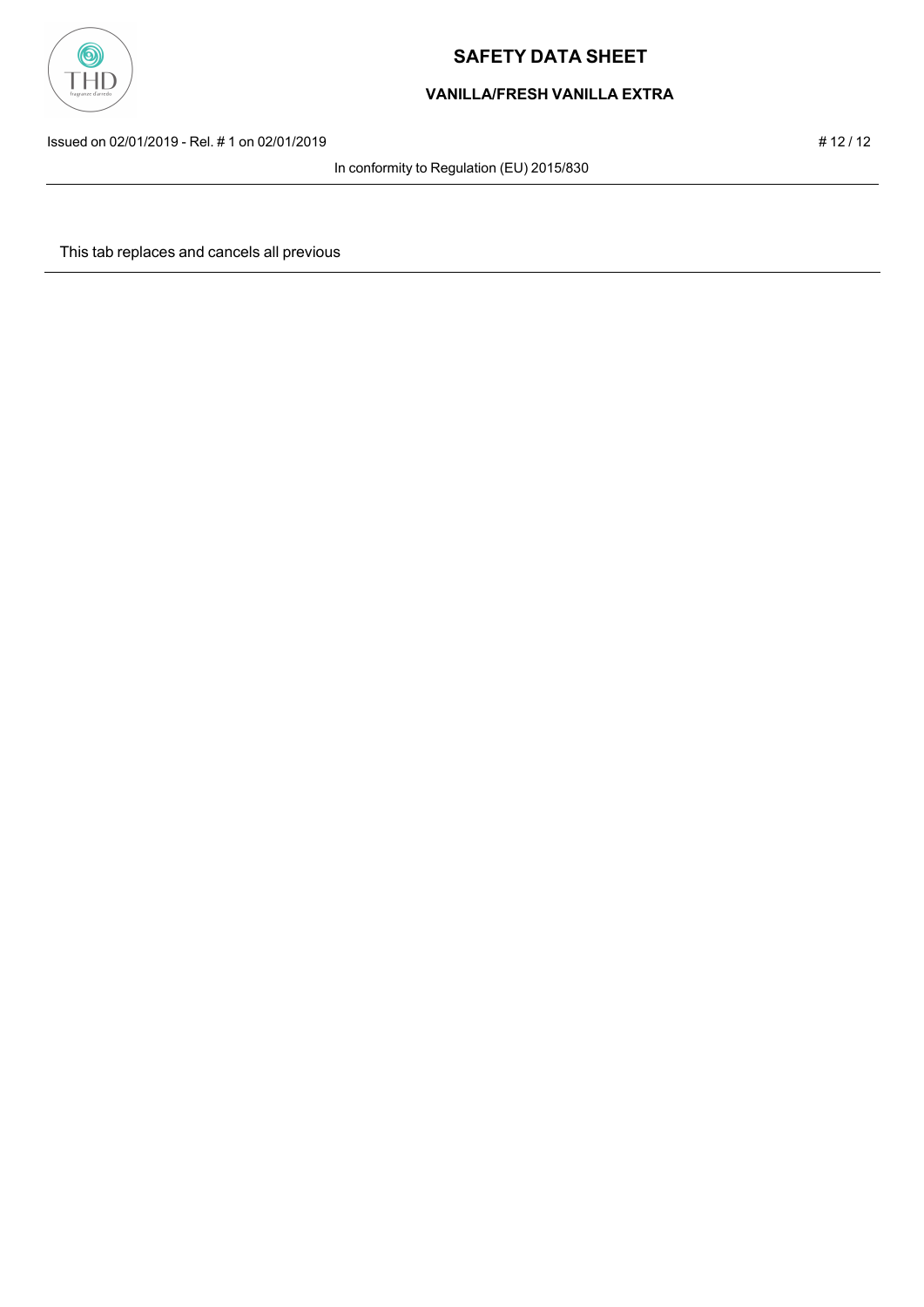This tab replaces and cancels all previous